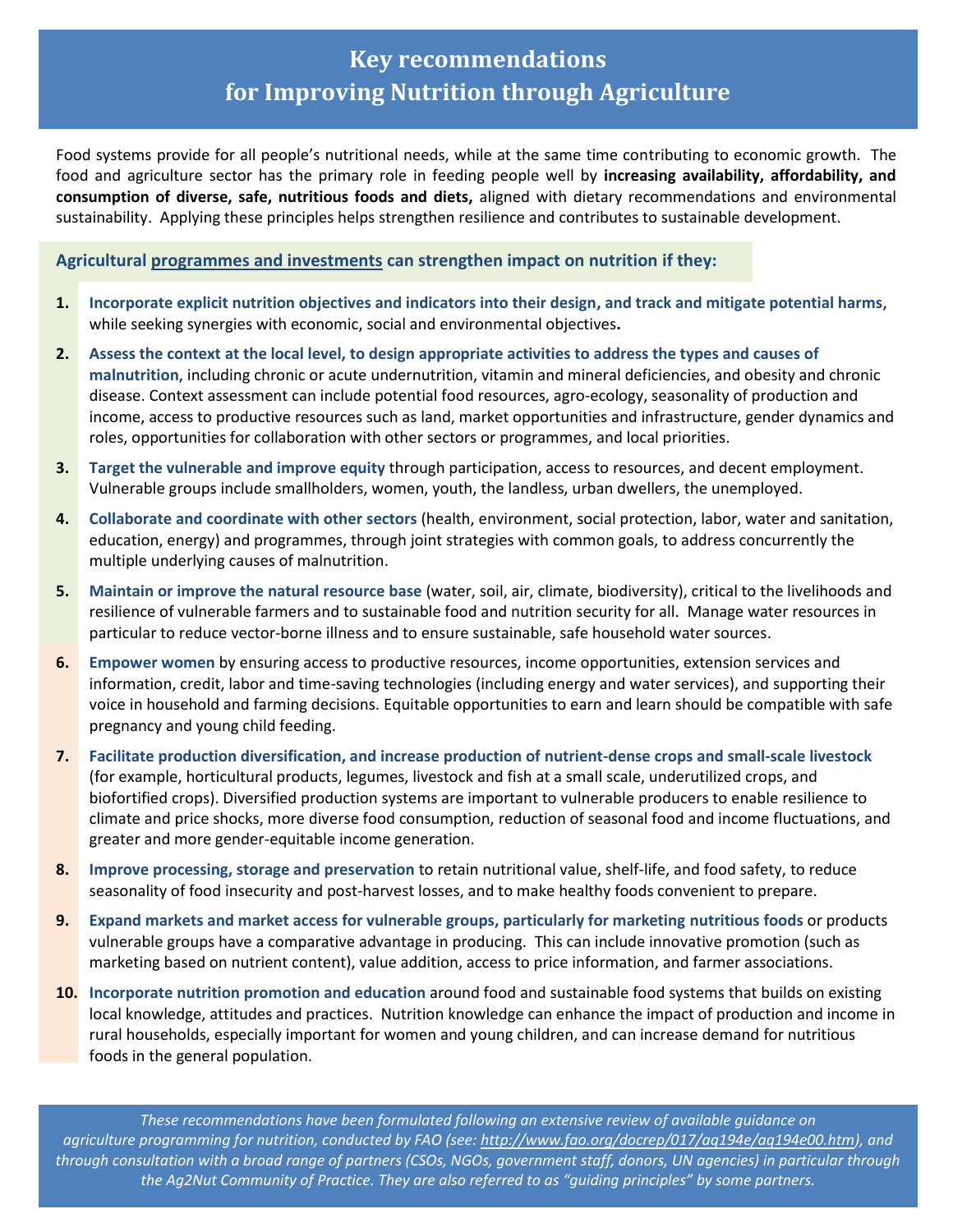# Key recommendations for Improving Nutrition through Agriculture

Food systems provide for all people's nutritional needs, while at the same time contributing to economic growth. The food and agriculture sector has the primary role in feeding people well by **increasing availability, affordability, and consumption of diverse, safe, nutritious foods and diets,** aligned with dietary recommendations and environmental sustainability. Applying these principles helps strengthen resilience and contributes to sustainable development.

## Agricultural programmes and investments can strengthen impact on nutrition if they:

1. **Incorporate explicit nutrition objectives and indicators into their design, and track and mitigate potential harms**, while seeking synergies with economic, social and environmental objectives.
2. **Assess the context at the local level, to design appropriate activities to address the types and causes of malnutrition**, including chronic or acute undernutrition, vitamin and mineral deficiencies, and obesity and chronic disease. Context assessment can include potential food resources, agro-ecology, seasonality of production and income, access to productive resources such as land, market opportunities and infrastructure, gender dynamics and roles, opportunities for collaboration with other sectors or programmes, and local priorities.
3. **Target the vulnerable and improve equity** through participation, access to resources, and decent employment. Vulnerable groups include smallholders, women, youth, the landless, urban dwellers, the unemployed.
4. **Collaborate and coordinate with other sectors** (health, environment, social protection, labor, water and sanitation, education, energy) and programmes, through joint strategies with common goals, to address concurrently the multiple underlying causes of malnutrition.
5. **Maintain or improve the natural resource base** (water, soil, air, climate, biodiversity), critical to the livelihoods and resilience of vulnerable farmers and to sustainable food and nutrition security for all. Manage water resources in particular to reduce vector-borne illness and to ensure sustainable, safe household water sources.
6. **Empower women** by ensuring access to productive resources, income opportunities, extension services and information, credit, labor and time-saving technologies (including energy and water services), and supporting their voice in household and farming decisions. Equitable opportunities to earn and learn should be compatible with safe pregnancy and young child feeding.
7. **Facilitate production diversification, and increase production of nutrient-dense crops and small-scale livestock** (for example, horticultural products, legumes, livestock and fish at a small scale, underutilized crops, and biofortified crops). Diversified production systems are important to vulnerable producers to enable resilience to climate and price shocks, more diverse food consumption, reduction of seasonal food and income fluctuations, and greater and more gender-equitable income generation.
8. **Improve processing, storage and preservation** to retain nutritional value, shelf-life, and food safety, to reduce seasonality of food insecurity and post-harvest losses, and to make healthy foods convenient to prepare.
9. **Expand markets and market access for vulnerable groups, particularly for marketing nutritious foods** or products vulnerable groups have a comparative advantage in producing. This can include innovative promotion (such as marketing based on nutrient content), value addition, access to price information, and farmer associations.
10. **Incorporate nutrition promotion and education** around food and sustainable food systems that builds on existing local knowledge, attitudes and practices. Nutrition knowledge can enhance the impact of production and income in rural households, especially important for women and young children, and can increase demand for nutritious foods in the general population.

*These recommendations have been formulated following an extensive review of available guidance on agriculture programming for nutrition, conducted by FAO (see: http://www.fao.org/docrep/017/aq194e/aq194e00.htm), and through consultation with a broad range of partners (CSOs, NGOs, government staff, donors, UN agencies) in particular through the Ag2Nut Community of Practice. They are also referred to as "guiding principles" by some partners.*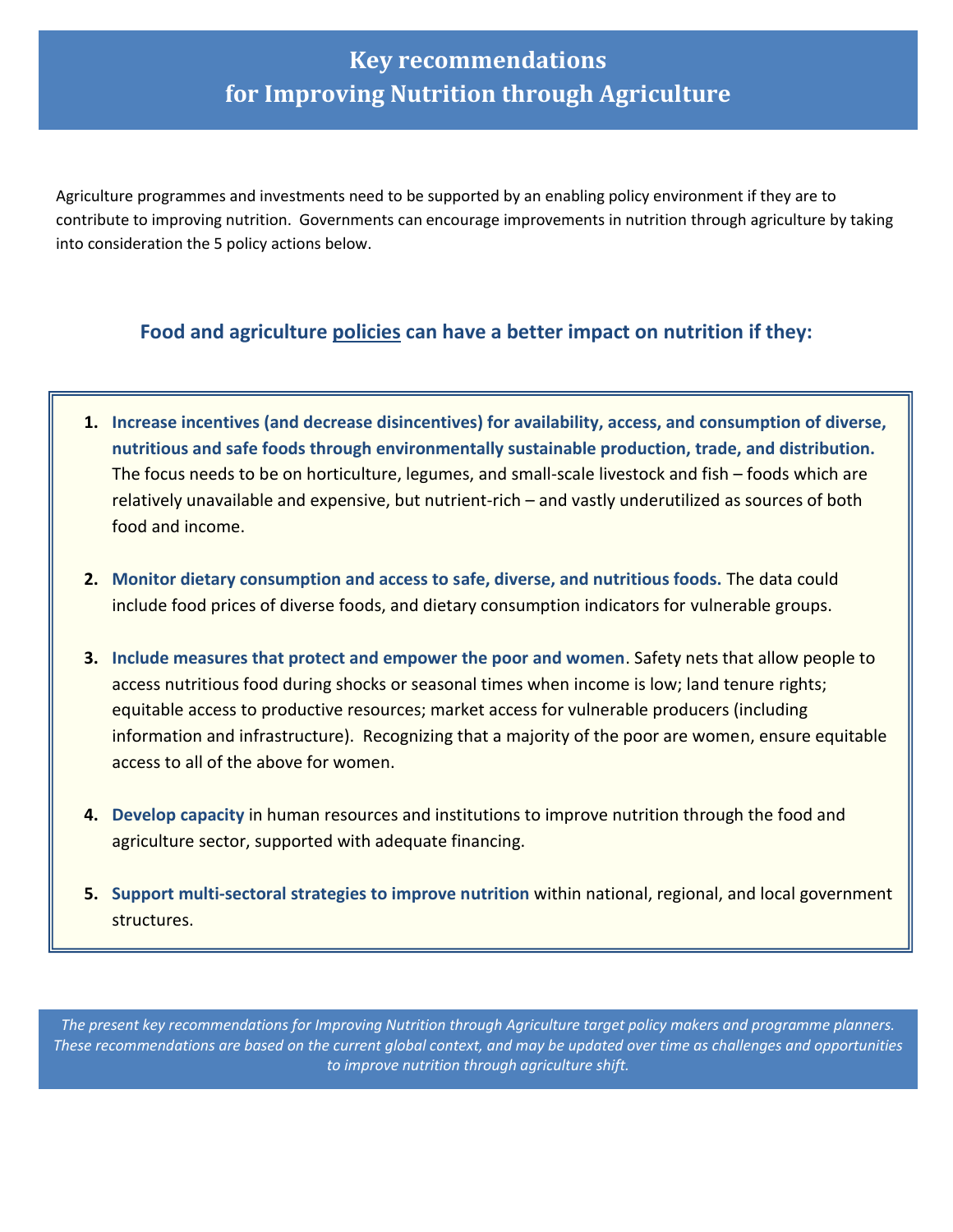# Key recommendations for Improving Nutrition through Agriculture

Agriculture programmes and investments need to be supported by an enabling policy environment if they are to contribute to improving nutrition. Governments can encourage improvements in nutrition through agriculture by taking into consideration the 5 policy actions below.

## Food and agriculture policies can have a better impact on nutrition if they:

1. **Increase incentives (and decrease disincentives) for availability, access, and consumption of diverse, nutritious and safe foods through environmentally sustainable production, trade, and distribution.** The focus needs to be on horticulture, legumes, and small-scale livestock and fish – foods which are relatively unavailable and expensive, but nutrient-rich – and vastly underutilized as sources of both food and income.

2. **Monitor dietary consumption and access to safe, diverse, and nutritious foods.** The data could include food prices of diverse foods, and dietary consumption indicators for vulnerable groups.

3. **Include measures that protect and empower the poor and women**. Safety nets that allow people to access nutritious food during shocks or seasonal times when income is low; land tenure rights; equitable access to productive resources; market access for vulnerable producers (including information and infrastructure). Recognizing that a majority of the poor are women, ensure equitable access to all of the above for women.

4. **Develop capacity** in human resources and institutions to improve nutrition through the food and agriculture sector, supported with adequate financing.

5. **Support multi-sectoral strategies to improve nutrition** within national, regional, and local government structures.

*The present key recommendations for Improving Nutrition through Agriculture target policy makers and programme planners. These recommendations are based on the current global context, and may be updated over time as challenges and opportunities to improve nutrition through agriculture shift.*